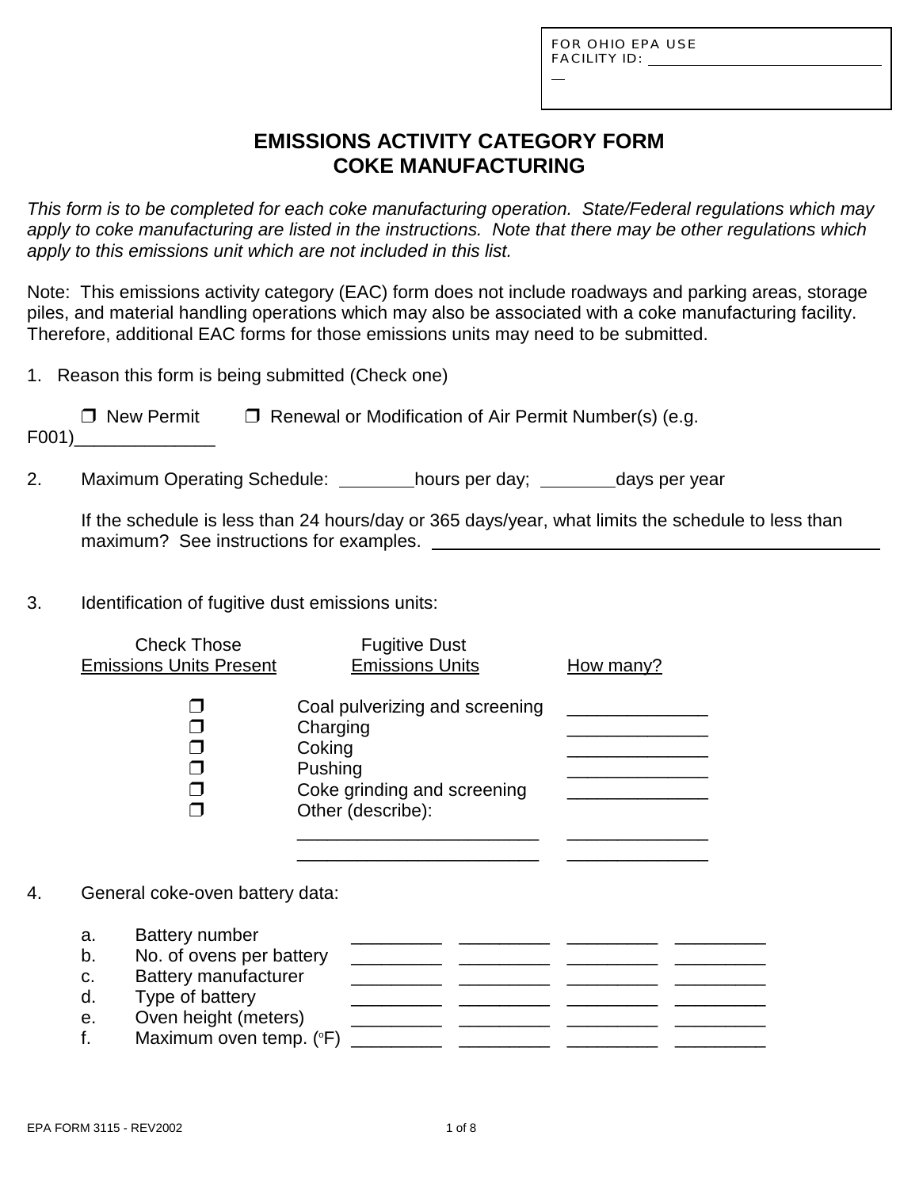FOR OHIO EPA USE
FACILITY ID: ______________________________

# EMISSIONS ACTIVITY CATEGORY FORM
# COKE MANUFACTURING

*This form is to be completed for each coke manufacturing operation. State/Federal regulations which may apply to coke manufacturing are listed in the instructions. Note that there may be other regulations which apply to this emissions unit which are not included in this list.*

Note: This emissions activity category (EAC) form does not include roadways and parking areas, storage piles, and material handling operations which may also be associated with a coke manufacturing facility. Therefore, additional EAC forms for those emissions units may need to be submitted.

1. Reason this form is being submitted (Check one)

   ❒ New Permit  ❒ Renewal or Modification of Air Permit Number(s) (e.g. F001)______________

2. Maximum Operating Schedule: ________hours per day; ________days per year

   If the schedule is less than 24 hours/day or 365 days/year, what limits the schedule to less than maximum? See instructions for examples. ______________________________________________

3. Identification of fugitive dust emissions units:

| Check Those Emissions Units Present | Fugitive Dust Emissions Units | How many? |
|---|---|---|
| ❒ | Coal pulverizing and screening | ______________ |
| ❒ | Charging | ______________ |
| ❒ | Coking | ______________ |
| ❒ | Pushing | ______________ |
| ❒ | Coke grinding and screening | ______________ |
| ❒ | Other (describe): | |
| | ________________________ | ______________ |
| | ________________________ | ______________ |

4. General coke-oven battery data:

| | | | | | |
|---|---|---|---|---|---|
| a. | Battery number | _________ | _________ | _________ | _________ |
| b. | No. of ovens per battery | _________ | _________ | _________ | _________ |
| c. | Battery manufacturer | _________ | _________ | _________ | _________ |
| d. | Type of battery | _________ | _________ | _________ | _________ |
| e. | Oven height (meters) | _________ | _________ | _________ | _________ |
| f. | Maximum oven temp. (°F) | _________ | _________ | _________ | _________ |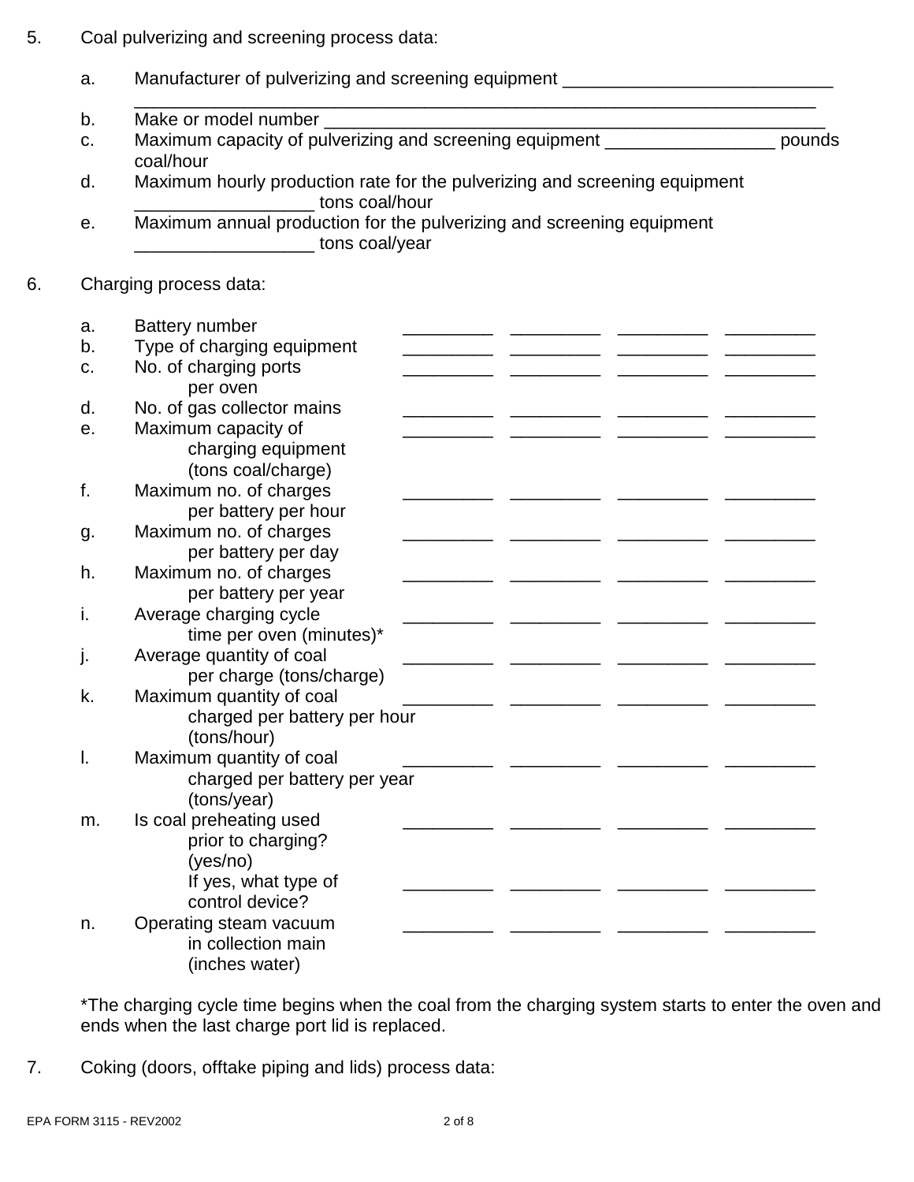5. Coal pulverizing and screening process data:

   a. Manufacturer of pulverizing and screening equipment ___________________________
   ___________________________________________________________________________
   b. Make or model number ______________________________________________________
   c. Maximum capacity of pulverizing and screening equipment _________________ pounds coal/hour
   d. Maximum hourly production rate for the pulverizing and screening equipment __________________ tons coal/hour
   e. Maximum annual production for the pulverizing and screening equipment __________________ tons coal/year

6. Charging process data:

| | | | | | |
|---|---|---|---|---|---|
| a. | Battery number | _________ | _________ | _________ | _________ |
| b. | Type of charging equipment | _________ | _________ | _________ | _________ |
| c. | No. of charging ports per oven | _________ | _________ | _________ | _________ |
| d. | No. of gas collector mains | _________ | _________ | _________ | _________ |
| e. | Maximum capacity of charging equipment (tons coal/charge) | _________ | _________ | _________ | _________ |
| f. | Maximum no. of charges per battery per hour | _________ | _________ | _________ | _________ |
| g. | Maximum no. of charges per battery per day | _________ | _________ | _________ | _________ |
| h. | Maximum no. of charges per battery per year | _________ | _________ | _________ | _________ |
| i. | Average charging cycle time per oven (minutes)* | _________ | _________ | _________ | _________ |
| j. | Average quantity of coal per charge (tons/charge) | _________ | _________ | _________ | _________ |
| k. | Maximum quantity of coal charged per battery per hour (tons/hour) | _________ | _________ | _________ | _________ |
| l. | Maximum quantity of coal charged per battery per year (tons/year) | _________ | _________ | _________ | _________ |
| m. | Is coal preheating used prior to charging? (yes/no) | _________ | _________ | _________ | _________ |
| | If yes, what type of control device? | _________ | _________ | _________ | _________ |
| n. | Operating steam vacuum in collection main (inches water) | _________ | _________ | _________ | _________ |

*The charging cycle time begins when the coal from the charging system starts to enter the oven and ends when the last charge port lid is replaced.

7. Coking (doors, offtake piping and lids) process data: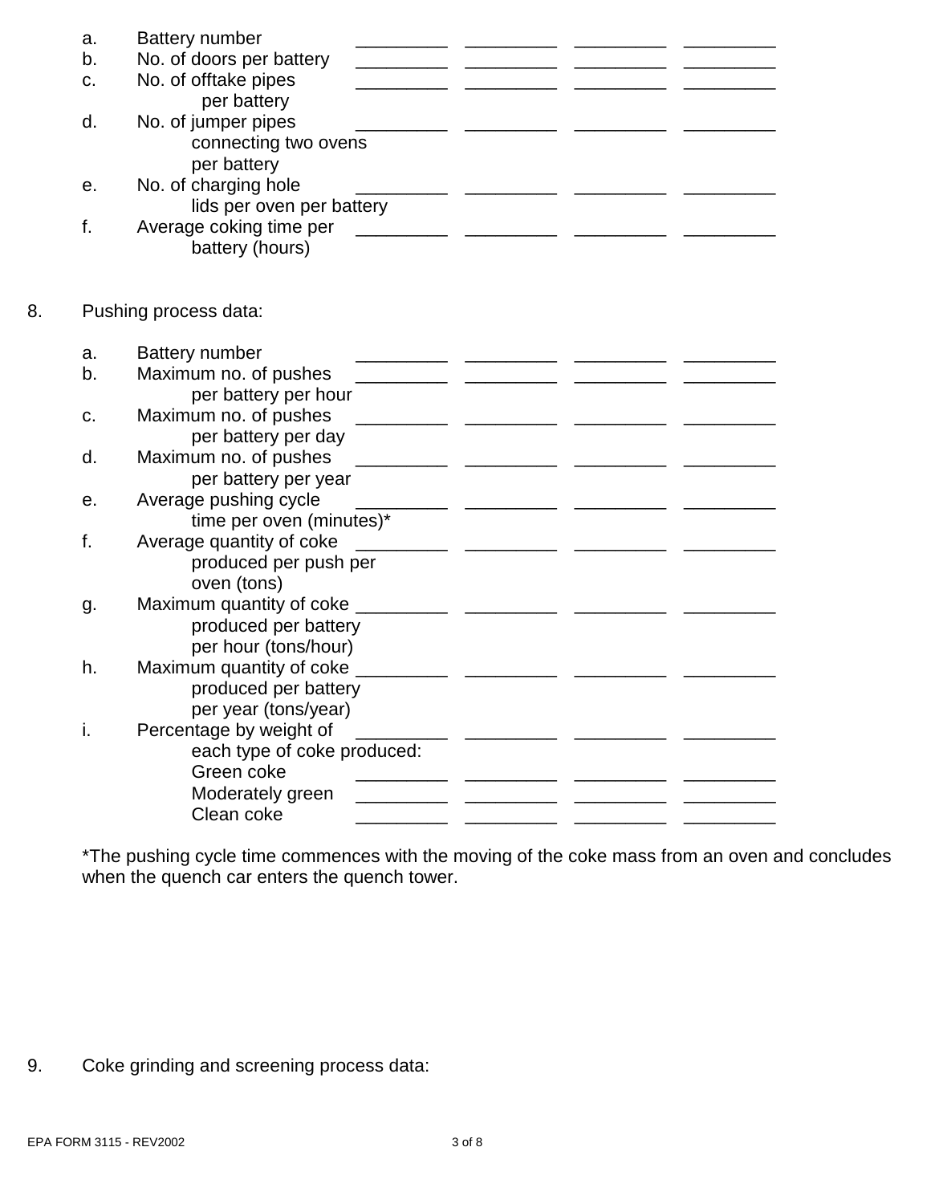| | | | | | |
|---|---|---|---|---|---|
| a. | Battery number | _________ | _________ | _________ | _________ |
| b. | No. of doors per battery | _________ | _________ | _________ | _________ |
| c. | No. of offtake pipes per battery | _________ | _________ | _________ | _________ |
| d. | No. of jumper pipes connecting two ovens per battery | _________ | _________ | _________ | _________ |
| e. | No. of charging hole lids per oven per battery | _________ | _________ | _________ | _________ |
| f. | Average coking time per battery (hours) | _________ | _________ | _________ | _________ |

8. Pushing process data:

| | | | | | |
|---|---|---|---|---|---|
| a. | Battery number | _________ | _________ | _________ | _________ |
| b. | Maximum no. of pushes per battery per hour | _________ | _________ | _________ | _________ |
| c. | Maximum no. of pushes per battery per day | _________ | _________ | _________ | _________ |
| d. | Maximum no. of pushes per battery per year | _________ | _________ | _________ | _________ |
| e. | Average pushing cycle time per oven (minutes)* | _________ | _________ | _________ | _________ |
| f. | Average quantity of coke produced per push per oven (tons) | _________ | _________ | _________ | _________ |
| g. | Maximum quantity of coke produced per battery per hour (tons/hour) | _________ | _________ | _________ | _________ |
| h. | Maximum quantity of coke produced per battery per year (tons/year) | _________ | _________ | _________ | _________ |
| i. | Percentage by weight of each type of coke produced: | _________ | _________ | _________ | _________ |
| | Green coke | _________ | _________ | _________ | _________ |
| | Moderately green | _________ | _________ | _________ | _________ |
| | Clean coke | _________ | _________ | _________ | _________ |

*The pushing cycle time commences with the moving of the coke mass from an oven and concludes when the quench car enters the quench tower.

9. Coke grinding and screening process data:

EPA FORM 3115 - REV2002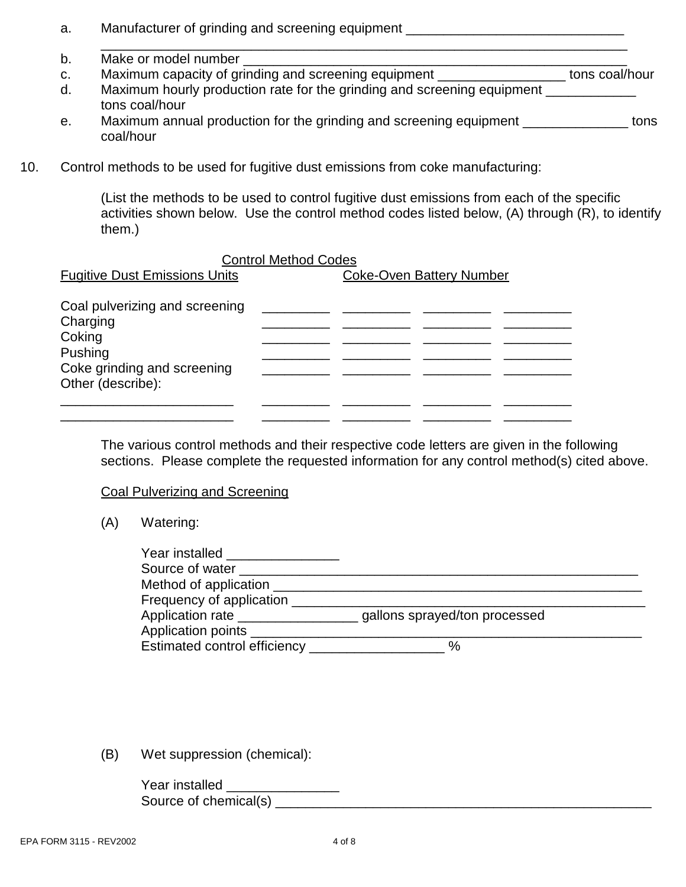a. Manufacturer of grinding and screening equipment ______________________________
______________________________________________________________________________

b. Make or model number ________________________________________________

c. Maximum capacity of grinding and screening equipment _________________ tons coal/hour

d. Maximum hourly production rate for the grinding and screening equipment ____________ tons coal/hour

e. Maximum annual production for the grinding and screening equipment ______________ tons coal/hour

10. Control methods to be used for fugitive dust emissions from coke manufacturing:

(List the methods to be used to control fugitive dust emissions from each of the specific activities shown below. Use the control method codes listed below, (A) through (R), to identify them.)

| Fugitive Dust Emissions Units | Control Method Codes Coke-Oven Battery Number | | | |
|---|---|---|---|---|
| Coal pulverizing and screening | _________ | _________ | _________ | _________ |
| Charging | _________ | _________ | _________ | _________ |
| Coking | _________ | _________ | _________ | _________ |
| Pushing | _________ | _________ | _________ | _________ |
| Coke grinding and screening | _________ | _________ | _________ | _________ |
| Other (describe): | | | | |
| _______________________ | _________ | _________ | _________ | _________ |
| _______________________ | _________ | _________ | _________ | _________ |

The various control methods and their respective code letters are given in the following sections. Please complete the requested information for any control method(s) cited above.

Coal Pulverizing and Screening

(A) Watering:

Year installed _______________
Source of water _______________________________________________________
Method of application __________________________________________________
Frequency of application ________________________________________________
Application rate ________________ gallons sprayed/ton processed
Application points _____________________________________________________
Estimated control efficiency __________________ %

(B) Wet suppression (chemical):

Year installed _______________
Source of chemical(s) __________________________________________________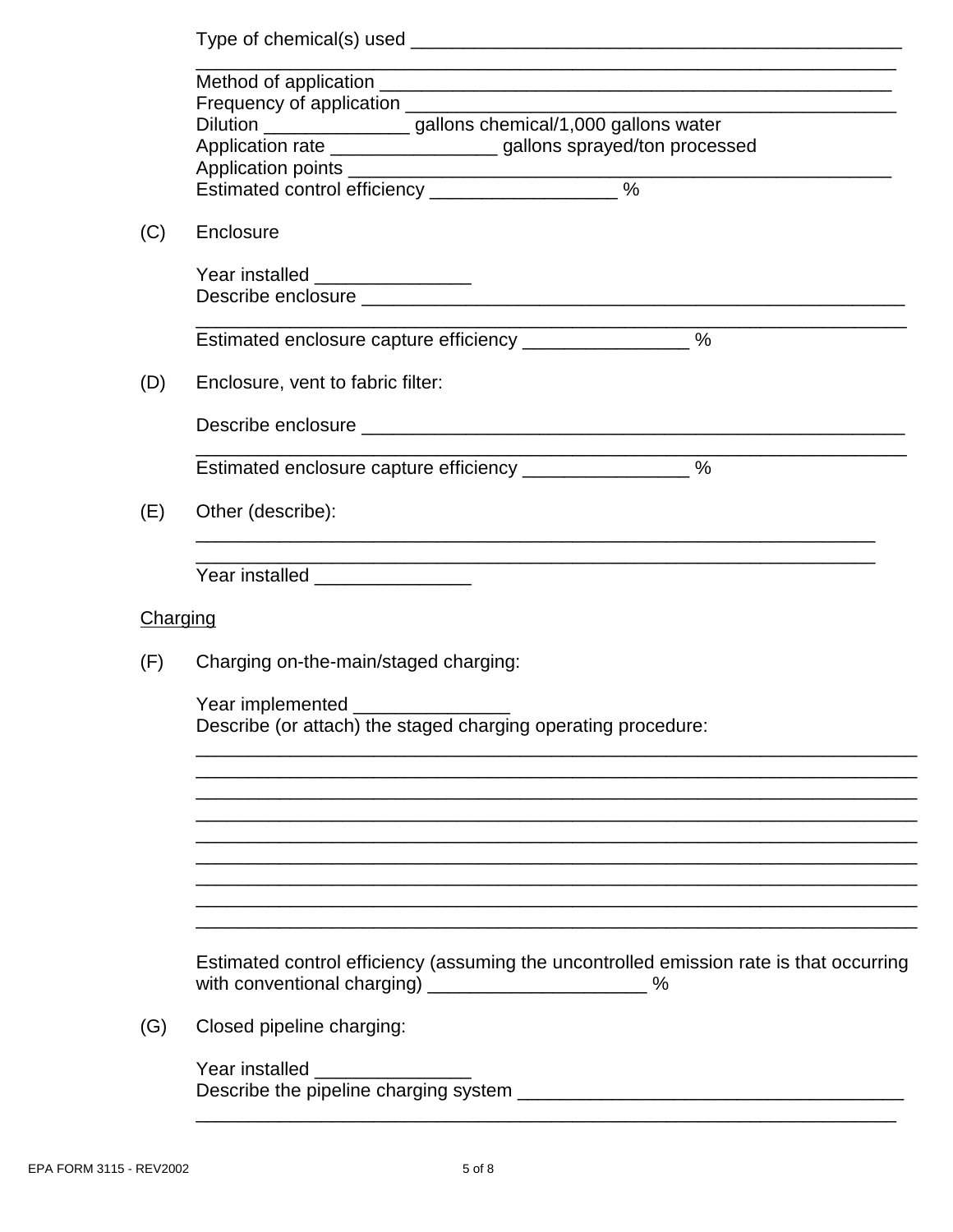Type of chemical(s) used ________________________________________________
____________________________________________________________
Method of application ___________________________________________________
Frequency of application _________________________________________________
Dilution ______________ gallons chemical/1,000 gallons water
Application rate ________________ gallons sprayed/ton processed
Application points ______________________________________________________
Estimated control efficiency __________________ %

(C) Enclosure

Year installed _______________
Describe enclosure ____________________________________________________
____________________________________________________________
Estimated enclosure capture efficiency ________________ %

(D) Enclosure, vent to fabric filter:

Describe enclosure ____________________________________________________
____________________________________________________________
Estimated enclosure capture efficiency ________________ %

(E) Other (describe):

____________________________________________________________
____________________________________________________________
Year installed _______________

Charging

(F) Charging on-the-main/staged charging:

Year implemented _______________
Describe (or attach) the staged charging operating procedure:

____________________________________________________________
____________________________________________________________
____________________________________________________________
____________________________________________________________
____________________________________________________________
____________________________________________________________
____________________________________________________________
____________________________________________________________
____________________________________________________________

Estimated control efficiency (assuming the uncontrolled emission rate is that occurring with conventional charging) ______________________ %

(G) Closed pipeline charging:

Year installed _______________
Describe the pipeline charging system _____________________________________
____________________________________________________________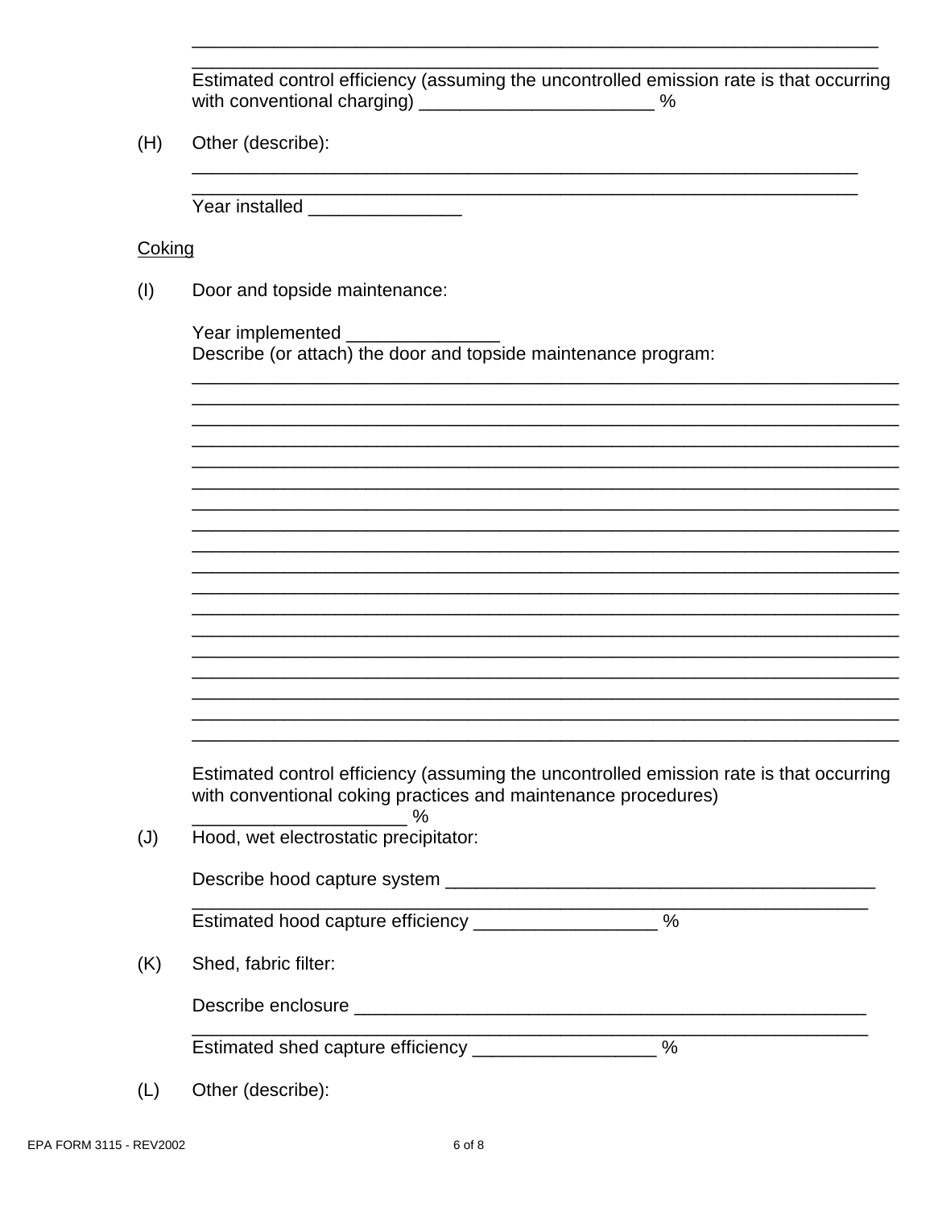\_\_\_\_\_\_\_\_\_\_\_\_\_\_\_\_\_\_\_\_\_\_\_\_\_\_\_\_\_\_\_\_\_\_\_\_\_\_\_\_\_\_\_\_\_\_\_\_\_\_\_\_\_\_\_\_\_\_\_\_\_\_\_\_

\_\_\_\_\_\_\_\_\_\_\_\_\_\_\_\_\_\_\_\_\_\_\_\_\_\_\_\_\_\_\_\_\_\_\_\_\_\_\_\_\_\_\_\_\_\_\_\_\_\_\_\_\_\_\_\_\_\_\_\_\_\_\_\_

Estimated control efficiency (assuming the uncontrolled emission rate is that occurring with conventional charging) \_\_\_\_\_\_\_\_\_\_\_\_\_\_\_\_\_\_\_\_\_\_\_ %

(H) Other (describe):

\_\_\_\_\_\_\_\_\_\_\_\_\_\_\_\_\_\_\_\_\_\_\_\_\_\_\_\_\_\_\_\_\_\_\_\_\_\_\_\_\_\_\_\_\_\_\_\_\_\_\_\_\_\_\_\_\_\_\_\_\_\_\_\_

\_\_\_\_\_\_\_\_\_\_\_\_\_\_\_\_\_\_\_\_\_\_\_\_\_\_\_\_\_\_\_\_\_\_\_\_\_\_\_\_\_\_\_\_\_\_\_\_\_\_\_\_\_\_\_\_\_\_\_\_\_\_\_\_

Year installed \_\_\_\_\_\_\_\_\_\_\_\_\_\_\_

<u>Coking</u>

(I) Door and topside maintenance:

Year implemented \_\_\_\_\_\_\_\_\_\_\_\_\_\_\_

Describe (or attach) the door and topside maintenance program:

\_\_\_\_\_\_\_\_\_\_\_\_\_\_\_\_\_\_\_\_\_\_\_\_\_\_\_\_\_\_\_\_\_\_\_\_\_\_\_\_\_\_\_\_\_\_\_\_\_\_\_\_\_\_\_\_\_\_\_\_\_\_\_\_\_\_\_

\_\_\_\_\_\_\_\_\_\_\_\_\_\_\_\_\_\_\_\_\_\_\_\_\_\_\_\_\_\_\_\_\_\_\_\_\_\_\_\_\_\_\_\_\_\_\_\_\_\_\_\_\_\_\_\_\_\_\_\_\_\_\_\_\_\_\_

\_\_\_\_\_\_\_\_\_\_\_\_\_\_\_\_\_\_\_\_\_\_\_\_\_\_\_\_\_\_\_\_\_\_\_\_\_\_\_\_\_\_\_\_\_\_\_\_\_\_\_\_\_\_\_\_\_\_\_\_\_\_\_\_\_\_\_

\_\_\_\_\_\_\_\_\_\_\_\_\_\_\_\_\_\_\_\_\_\_\_\_\_\_\_\_\_\_\_\_\_\_\_\_\_\_\_\_\_\_\_\_\_\_\_\_\_\_\_\_\_\_\_\_\_\_\_\_\_\_\_\_\_\_\_

\_\_\_\_\_\_\_\_\_\_\_\_\_\_\_\_\_\_\_\_\_\_\_\_\_\_\_\_\_\_\_\_\_\_\_\_\_\_\_\_\_\_\_\_\_\_\_\_\_\_\_\_\_\_\_\_\_\_\_\_\_\_\_\_\_\_\_

\_\_\_\_\_\_\_\_\_\_\_\_\_\_\_\_\_\_\_\_\_\_\_\_\_\_\_\_\_\_\_\_\_\_\_\_\_\_\_\_\_\_\_\_\_\_\_\_\_\_\_\_\_\_\_\_\_\_\_\_\_\_\_\_\_\_\_

\_\_\_\_\_\_\_\_\_\_\_\_\_\_\_\_\_\_\_\_\_\_\_\_\_\_\_\_\_\_\_\_\_\_\_\_\_\_\_\_\_\_\_\_\_\_\_\_\_\_\_\_\_\_\_\_\_\_\_\_\_\_\_\_\_\_\_

\_\_\_\_\_\_\_\_\_\_\_\_\_\_\_\_\_\_\_\_\_\_\_\_\_\_\_\_\_\_\_\_\_\_\_\_\_\_\_\_\_\_\_\_\_\_\_\_\_\_\_\_\_\_\_\_\_\_\_\_\_\_\_\_\_\_\_

\_\_\_\_\_\_\_\_\_\_\_\_\_\_\_\_\_\_\_\_\_\_\_\_\_\_\_\_\_\_\_\_\_\_\_\_\_\_\_\_\_\_\_\_\_\_\_\_\_\_\_\_\_\_\_\_\_\_\_\_\_\_\_\_\_\_\_

\_\_\_\_\_\_\_\_\_\_\_\_\_\_\_\_\_\_\_\_\_\_\_\_\_\_\_\_\_\_\_\_\_\_\_\_\_\_\_\_\_\_\_\_\_\_\_\_\_\_\_\_\_\_\_\_\_\_\_\_\_\_\_\_\_\_\_

\_\_\_\_\_\_\_\_\_\_\_\_\_\_\_\_\_\_\_\_\_\_\_\_\_\_\_\_\_\_\_\_\_\_\_\_\_\_\_\_\_\_\_\_\_\_\_\_\_\_\_\_\_\_\_\_\_\_\_\_\_\_\_\_\_\_\_

\_\_\_\_\_\_\_\_\_\_\_\_\_\_\_\_\_\_\_\_\_\_\_\_\_\_\_\_\_\_\_\_\_\_\_\_\_\_\_\_\_\_\_\_\_\_\_\_\_\_\_\_\_\_\_\_\_\_\_\_\_\_\_\_\_\_\_

\_\_\_\_\_\_\_\_\_\_\_\_\_\_\_\_\_\_\_\_\_\_\_\_\_\_\_\_\_\_\_\_\_\_\_\_\_\_\_\_\_\_\_\_\_\_\_\_\_\_\_\_\_\_\_\_\_\_\_\_\_\_\_\_\_\_\_

\_\_\_\_\_\_\_\_\_\_\_\_\_\_\_\_\_\_\_\_\_\_\_\_\_\_\_\_\_\_\_\_\_\_\_\_\_\_\_\_\_\_\_\_\_\_\_\_\_\_\_\_\_\_\_\_\_\_\_\_\_\_\_\_\_\_\_

\_\_\_\_\_\_\_\_\_\_\_\_\_\_\_\_\_\_\_\_\_\_\_\_\_\_\_\_\_\_\_\_\_\_\_\_\_\_\_\_\_\_\_\_\_\_\_\_\_\_\_\_\_\_\_\_\_\_\_\_\_\_\_\_\_\_\_

\_\_\_\_\_\_\_\_\_\_\_\_\_\_\_\_\_\_\_\_\_\_\_\_\_\_\_\_\_\_\_\_\_\_\_\_\_\_\_\_\_\_\_\_\_\_\_\_\_\_\_\_\_\_\_\_\_\_\_\_\_\_\_\_\_\_\_

\_\_\_\_\_\_\_\_\_\_\_\_\_\_\_\_\_\_\_\_\_\_\_\_\_\_\_\_\_\_\_\_\_\_\_\_\_\_\_\_\_\_\_\_\_\_\_\_\_\_\_\_\_\_\_\_\_\_\_\_\_\_\_\_\_\_\_

\_\_\_\_\_\_\_\_\_\_\_\_\_\_\_\_\_\_\_\_\_\_\_\_\_\_\_\_\_\_\_\_\_\_\_\_\_\_\_\_\_\_\_\_\_\_\_\_\_\_\_\_\_\_\_\_\_\_\_\_\_\_\_\_\_\_\_

Estimated control efficiency (assuming the uncontrolled emission rate is that occurring with conventional coking practices and maintenance procedures) \_\_\_\_\_\_\_\_\_\_\_\_\_\_\_\_\_\_\_\_\_ %

(J) Hood, wet electrostatic precipitator:

Describe hood capture system \_\_\_\_\_\_\_\_\_\_\_\_\_\_\_\_\_\_\_\_\_\_\_\_\_\_\_\_\_\_\_\_\_\_\_\_\_\_\_\_\_\_\_

\_\_\_\_\_\_\_\_\_\_\_\_\_\_\_\_\_\_\_\_\_\_\_\_\_\_\_\_\_\_\_\_\_\_\_\_\_\_\_\_\_\_\_\_\_\_\_\_\_\_\_\_\_\_\_\_\_\_\_\_\_\_\_\_

Estimated hood capture efficiency \_\_\_\_\_\_\_\_\_\_\_\_\_\_\_\_\_\_ %

(K) Shed, fabric filter:

Describe enclosure \_\_\_\_\_\_\_\_\_\_\_\_\_\_\_\_\_\_\_\_\_\_\_\_\_\_\_\_\_\_\_\_\_\_\_\_\_\_\_\_\_\_\_\_\_\_\_\_\_\_\_

\_\_\_\_\_\_\_\_\_\_\_\_\_\_\_\_\_\_\_\_\_\_\_\_\_\_\_\_\_\_\_\_\_\_\_\_\_\_\_\_\_\_\_\_\_\_\_\_\_\_\_\_\_\_\_\_\_\_\_\_\_\_\_\_

Estimated shed capture efficiency \_\_\_\_\_\_\_\_\_\_\_\_\_\_\_\_\_\_ %

(L) Other (describe):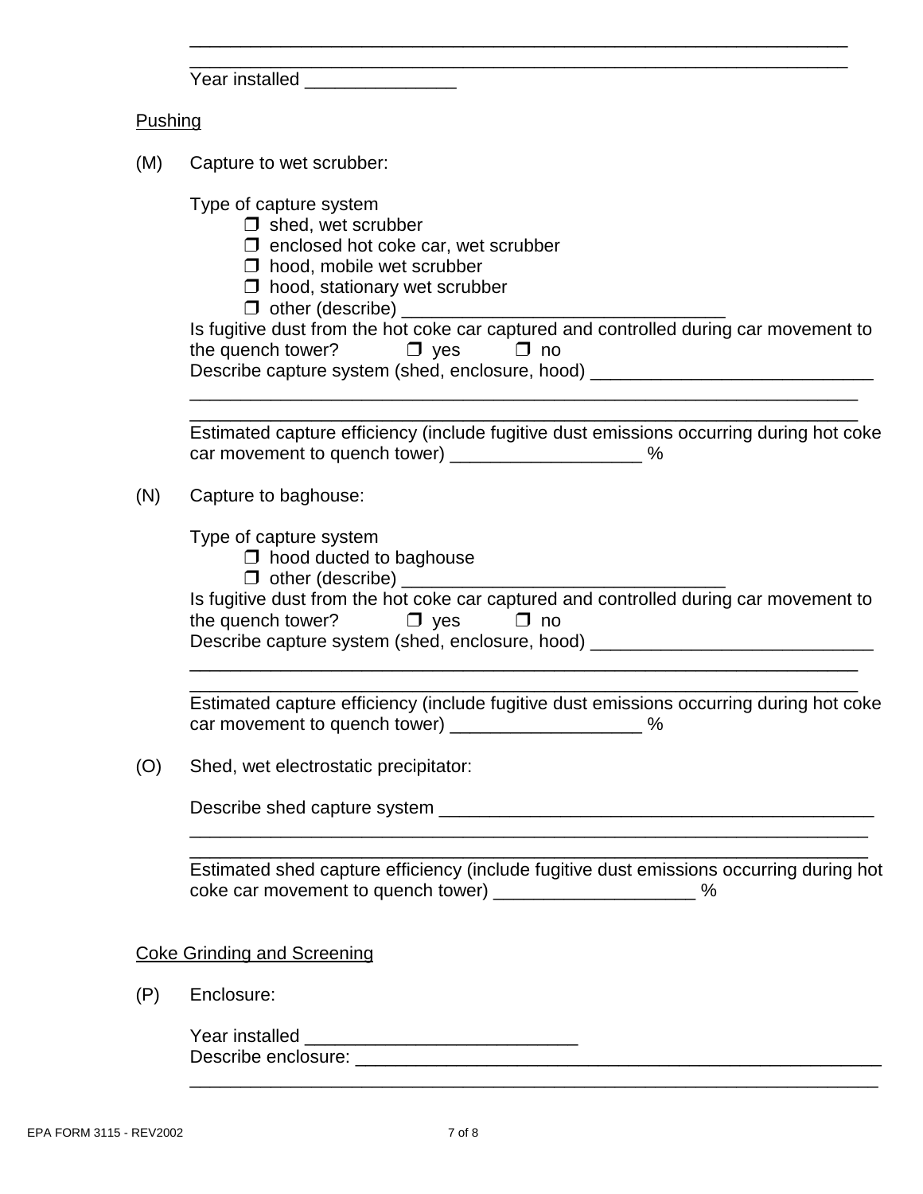\_\_\_\_\_\_\_\_\_\_\_\_\_\_\_\_\_\_\_\_\_\_\_\_\_\_\_\_\_\_\_\_\_\_\_\_\_\_\_\_\_\_\_\_\_\_\_\_\_\_\_\_\_\_\_\_\_\_\_\_\_\_\_\_

\_\_\_\_\_\_\_\_\_\_\_\_\_\_\_\_\_\_\_\_\_\_\_\_\_\_\_\_\_\_\_\_\_\_\_\_\_\_\_\_\_\_\_\_\_\_\_\_\_\_\_\_\_\_\_\_\_\_\_\_\_\_\_\_

Year installed \_\_\_\_\_\_\_\_\_\_\_\_\_\_\_

<u>Pushing</u>

(M) Capture to wet scrubber:

Type of capture system

- ❒ shed, wet scrubber
- ❒ enclosed hot coke car, wet scrubber
- ❒ hood, mobile wet scrubber
- ❒ hood, stationary wet scrubber
- ❒ other (describe) \_\_\_\_\_\_\_\_\_\_\_\_\_\_\_\_\_\_\_\_\_\_\_\_\_\_\_\_\_\_\_\_

Is fugitive dust from the hot coke car captured and controlled during car movement to the quench tower? ❒ yes ❒ no

Describe capture system (shed, enclosure, hood) \_\_\_\_\_\_\_\_\_\_\_\_\_\_\_\_\_\_\_\_\_\_\_\_\_\_\_\_

\_\_\_\_\_\_\_\_\_\_\_\_\_\_\_\_\_\_\_\_\_\_\_\_\_\_\_\_\_\_\_\_\_\_\_\_\_\_\_\_\_\_\_\_\_\_\_\_\_\_\_\_\_\_\_\_\_\_\_\_\_\_\_\_

\_\_\_\_\_\_\_\_\_\_\_\_\_\_\_\_\_\_\_\_\_\_\_\_\_\_\_\_\_\_\_\_\_\_\_\_\_\_\_\_\_\_\_\_\_\_\_\_\_\_\_\_\_\_\_\_\_\_\_\_\_\_\_\_

Estimated capture efficiency (include fugitive dust emissions occurring during hot coke car movement to quench tower) \_\_\_\_\_\_\_\_\_\_\_\_\_\_\_\_\_\_\_ %

(N) Capture to baghouse:

Type of capture system

- ❒ hood ducted to baghouse
- ❒ other (describe) \_\_\_\_\_\_\_\_\_\_\_\_\_\_\_\_\_\_\_\_\_\_\_\_\_\_\_\_\_\_\_\_

Is fugitive dust from the hot coke car captured and controlled during car movement to the quench tower? ❒ yes ❒ no

Describe capture system (shed, enclosure, hood) \_\_\_\_\_\_\_\_\_\_\_\_\_\_\_\_\_\_\_\_\_\_\_\_\_\_\_\_

\_\_\_\_\_\_\_\_\_\_\_\_\_\_\_\_\_\_\_\_\_\_\_\_\_\_\_\_\_\_\_\_\_\_\_\_\_\_\_\_\_\_\_\_\_\_\_\_\_\_\_\_\_\_\_\_\_\_\_\_\_\_\_\_

\_\_\_\_\_\_\_\_\_\_\_\_\_\_\_\_\_\_\_\_\_\_\_\_\_\_\_\_\_\_\_\_\_\_\_\_\_\_\_\_\_\_\_\_\_\_\_\_\_\_\_\_\_\_\_\_\_\_\_\_\_\_\_\_

Estimated capture efficiency (include fugitive dust emissions occurring during hot coke car movement to quench tower) \_\_\_\_\_\_\_\_\_\_\_\_\_\_\_\_\_\_\_ %

(O) Shed, wet electrostatic precipitator:

Describe shed capture system \_\_\_\_\_\_\_\_\_\_\_\_\_\_\_\_\_\_\_\_\_\_\_\_\_\_\_\_\_\_\_\_\_\_\_\_\_\_\_\_\_\_\_

\_\_\_\_\_\_\_\_\_\_\_\_\_\_\_\_\_\_\_\_\_\_\_\_\_\_\_\_\_\_\_\_\_\_\_\_\_\_\_\_\_\_\_\_\_\_\_\_\_\_\_\_\_\_\_\_\_\_\_\_\_\_\_\_

\_\_\_\_\_\_\_\_\_\_\_\_\_\_\_\_\_\_\_\_\_\_\_\_\_\_\_\_\_\_\_\_\_\_\_\_\_\_\_\_\_\_\_\_\_\_\_\_\_\_\_\_\_\_\_\_\_\_\_\_\_\_\_\_

Estimated shed capture efficiency (include fugitive dust emissions occurring during hot coke car movement to quench tower) \_\_\_\_\_\_\_\_\_\_\_\_\_\_\_\_\_\_\_\_ %

<u>Coke Grinding and Screening</u>

(P) Enclosure:

Year installed \_\_\_\_\_\_\_\_\_\_\_\_\_\_\_\_\_\_\_\_\_\_\_\_\_\_\_

Describe enclosure: \_\_\_\_\_\_\_\_\_\_\_\_\_\_\_\_\_\_\_\_\_\_\_\_\_\_\_\_\_\_\_\_\_\_\_\_\_\_\_\_\_\_\_\_\_\_\_\_\_\_\_\_

\_\_\_\_\_\_\_\_\_\_\_\_\_\_\_\_\_\_\_\_\_\_\_\_\_\_\_\_\_\_\_\_\_\_\_\_\_\_\_\_\_\_\_\_\_\_\_\_\_\_\_\_\_\_\_\_\_\_\_\_\_\_\_\_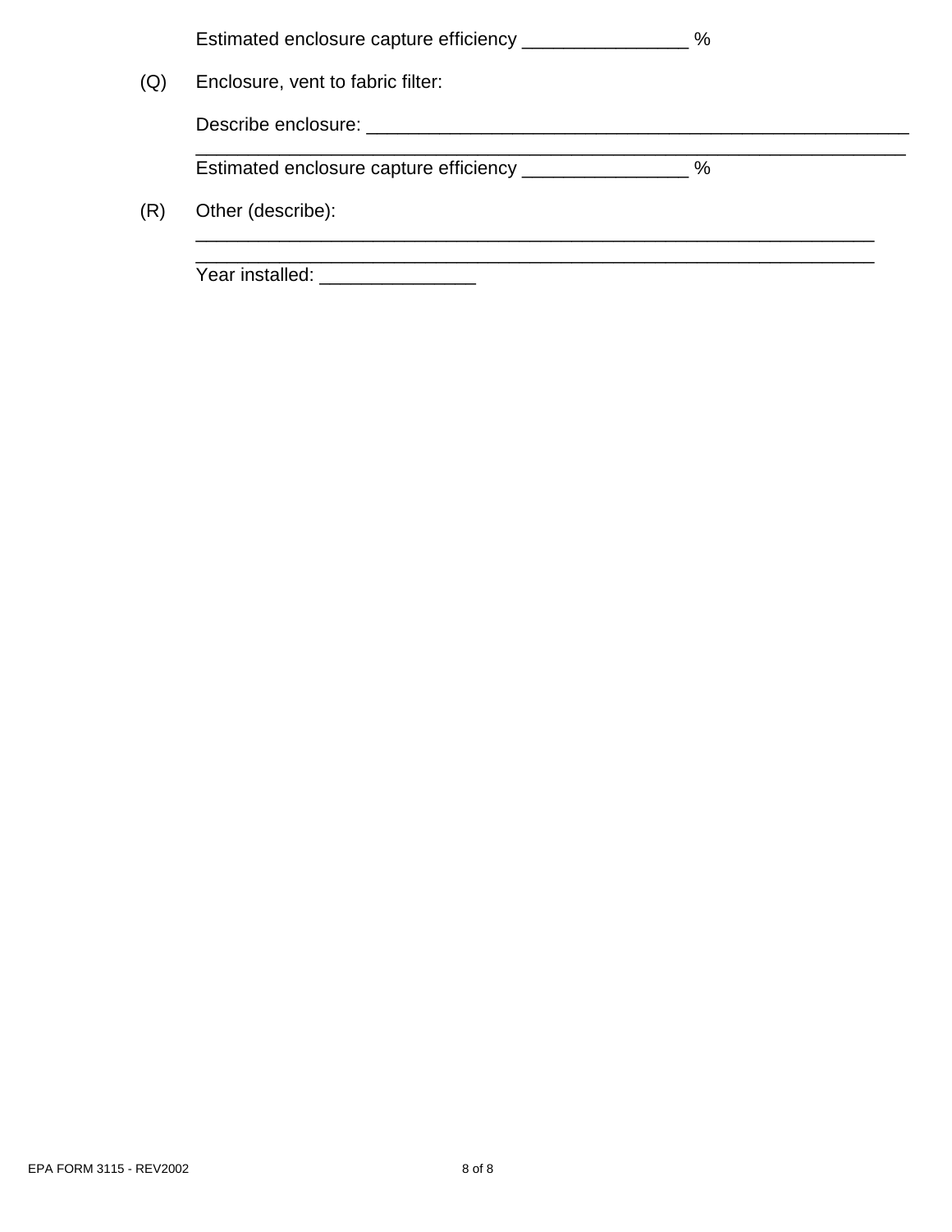Estimated enclosure capture efficiency _______________ %

(Q) Enclosure, vent to fabric filter:

Describe enclosure: ____________________________________________________
_____________________________________________________________________

Estimated enclosure capture efficiency _______________ %

(R) Other (describe):

_____________________________________________________________________
_____________________________________________________________________

Year installed: ______________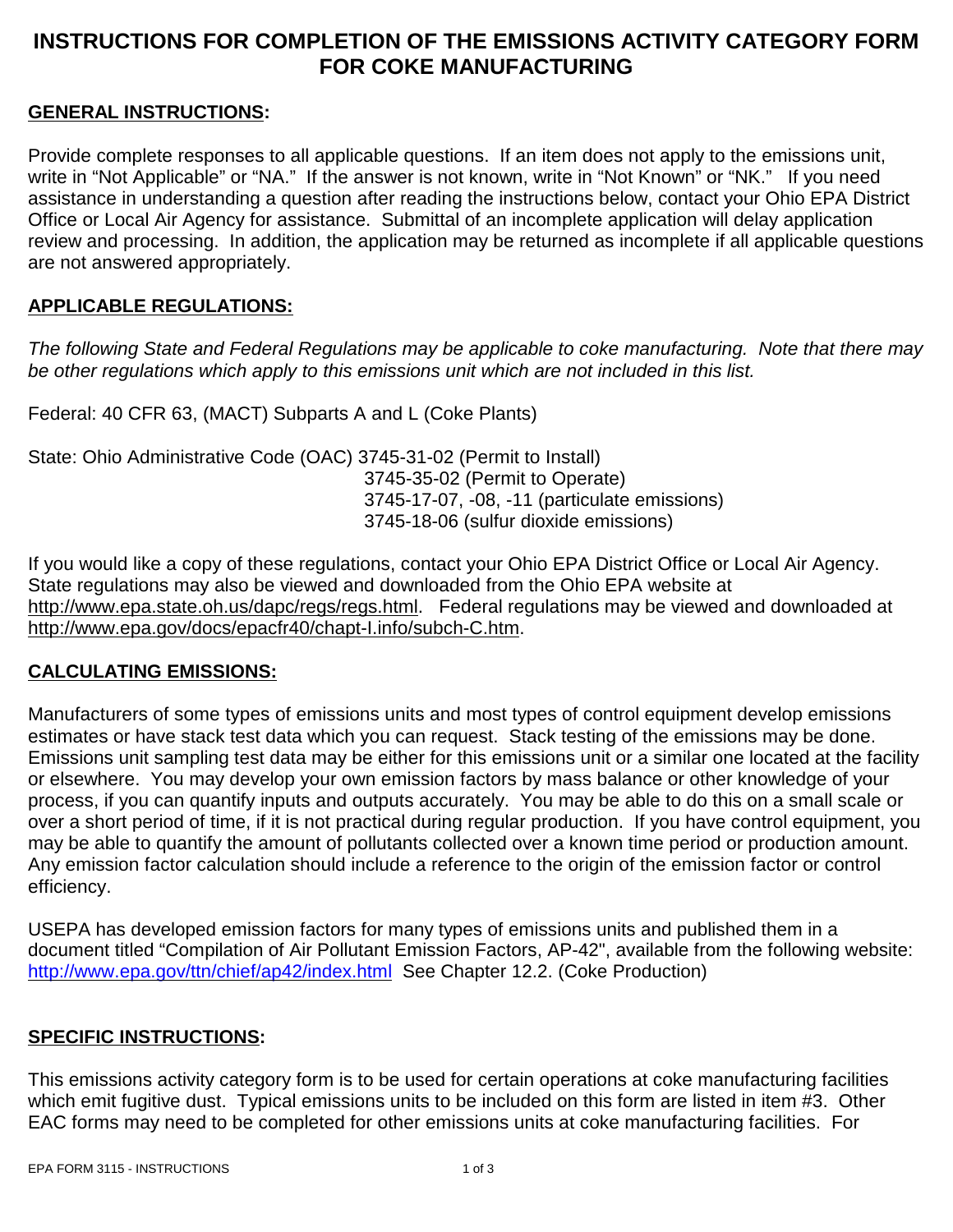# INSTRUCTIONS FOR COMPLETION OF THE EMISSIONS ACTIVITY CATEGORY FORM FOR COKE MANUFACTURING

**GENERAL INSTRUCTIONS:**

Provide complete responses to all applicable questions. If an item does not apply to the emissions unit, write in "Not Applicable" or "NA." If the answer is not known, write in "Not Known" or "NK." If you need assistance in understanding a question after reading the instructions below, contact your Ohio EPA District Office or Local Air Agency for assistance. Submittal of an incomplete application will delay application review and processing. In addition, the application may be returned as incomplete if all applicable questions are not answered appropriately.

**APPLICABLE REGULATIONS:**

*The following State and Federal Regulations may be applicable to coke manufacturing. Note that there may be other regulations which apply to this emissions unit which are not included in this list.*

Federal: 40 CFR 63, (MACT) Subparts A and L (Coke Plants)

State: Ohio Administrative Code (OAC) 3745-31-02 (Permit to Install)
3745-35-02 (Permit to Operate)
3745-17-07, -08, -11 (particulate emissions)
3745-18-06 (sulfur dioxide emissions)

If you would like a copy of these regulations, contact your Ohio EPA District Office or Local Air Agency. State regulations may also be viewed and downloaded from the Ohio EPA website at http://www.epa.state.oh.us/dapc/regs/regs.html. Federal regulations may be viewed and downloaded at http://www.epa.gov/docs/epacfr40/chapt-I.info/subch-C.htm.

**CALCULATING EMISSIONS:**

Manufacturers of some types of emissions units and most types of control equipment develop emissions estimates or have stack test data which you can request. Stack testing of the emissions may be done. Emissions unit sampling test data may be either for this emissions unit or a similar one located at the facility or elsewhere. You may develop your own emission factors by mass balance or other knowledge of your process, if you can quantify inputs and outputs accurately. You may be able to do this on a small scale or over a short period of time, if it is not practical during regular production. If you have control equipment, you may be able to quantify the amount of pollutants collected over a known time period or production amount. Any emission factor calculation should include a reference to the origin of the emission factor or control efficiency.

USEPA has developed emission factors for many types of emissions units and published them in a document titled "Compilation of Air Pollutant Emission Factors, AP-42", available from the following website: http://www.epa.gov/ttn/chief/ap42/index.html See Chapter 12.2. (Coke Production)

**SPECIFIC INSTRUCTIONS:**

This emissions activity category form is to be used for certain operations at coke manufacturing facilities which emit fugitive dust. Typical emissions units to be included on this form are listed in item #3. Other EAC forms may need to be completed for other emissions units at coke manufacturing facilities. For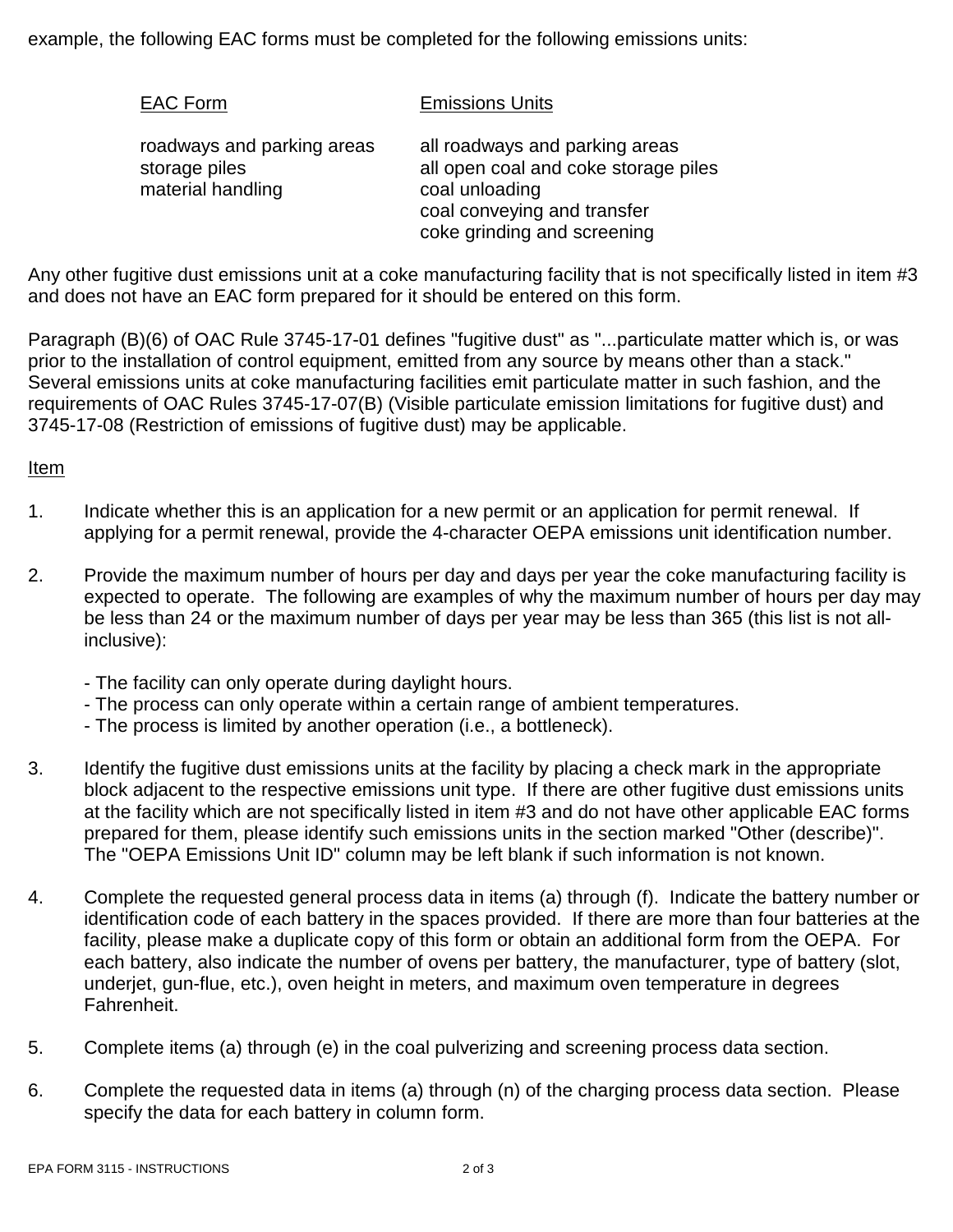example, the following EAC forms must be completed for the following emissions units:

| EAC Form | Emissions Units |
|---|---|
| roadways and parking areas | all roadways and parking areas |
| storage piles | all open coal and coke storage piles |
| material handling | coal unloading |
| | coal conveying and transfer |
| | coke grinding and screening |

Any other fugitive dust emissions unit at a coke manufacturing facility that is not specifically listed in item #3 and does not have an EAC form prepared for it should be entered on this form.

Paragraph (B)(6) of OAC Rule 3745-17-01 defines "fugitive dust" as "...particulate matter which is, or was prior to the installation of control equipment, emitted from any source by means other than a stack." Several emissions units at coke manufacturing facilities emit particulate matter in such fashion, and the requirements of OAC Rules 3745-17-07(B) (Visible particulate emission limitations for fugitive dust) and 3745-17-08 (Restriction of emissions of fugitive dust) may be applicable.

Item

1. Indicate whether this is an application for a new permit or an application for permit renewal. If applying for a permit renewal, provide the 4-character OEPA emissions unit identification number.

2. Provide the maximum number of hours per day and days per year the coke manufacturing facility is expected to operate. The following are examples of why the maximum number of hours per day may be less than 24 or the maximum number of days per year may be less than 365 (this list is not all-inclusive):

   - The facility can only operate during daylight hours.
   - The process can only operate within a certain range of ambient temperatures.
   - The process is limited by another operation (i.e., a bottleneck).

3. Identify the fugitive dust emissions units at the facility by placing a check mark in the appropriate block adjacent to the respective emissions unit type. If there are other fugitive dust emissions units at the facility which are not specifically listed in item #3 and do not have other applicable EAC forms prepared for them, please identify such emissions units in the section marked "Other (describe)". The "OEPA Emissions Unit ID" column may be left blank if such information is not known.

4. Complete the requested general process data in items (a) through (f). Indicate the battery number or identification code of each battery in the spaces provided. If there are more than four batteries at the facility, please make a duplicate copy of this form or obtain an additional form from the OEPA. For each battery, also indicate the number of ovens per battery, the manufacturer, type of battery (slot, underjet, gun-flue, etc.), oven height in meters, and maximum oven temperature in degrees Fahrenheit.

5. Complete items (a) through (e) in the coal pulverizing and screening process data section.

6. Complete the requested data in items (a) through (n) of the charging process data section. Please specify the data for each battery in column form.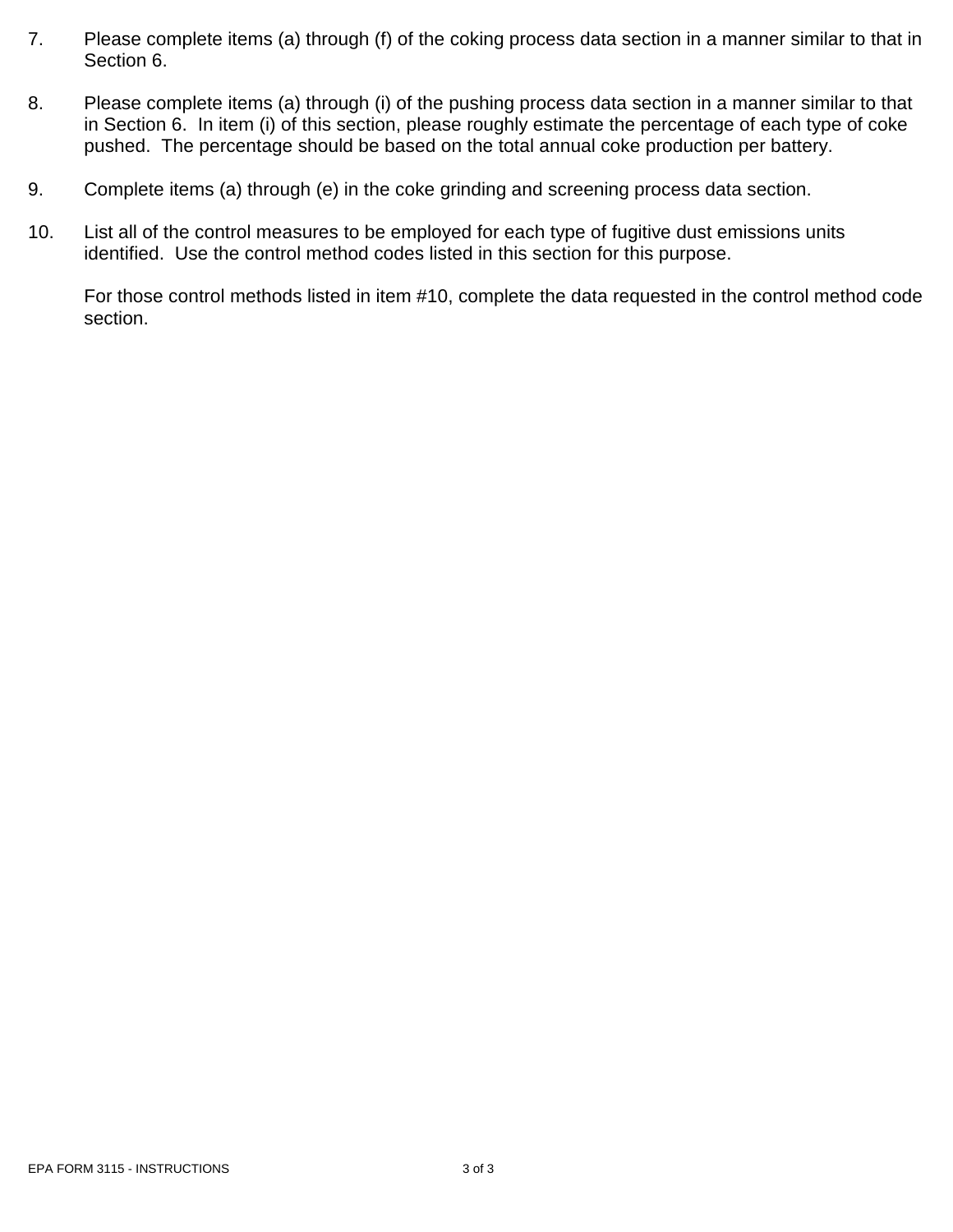7. Please complete items (a) through (f) of the coking process data section in a manner similar to that in Section 6.

8. Please complete items (a) through (i) of the pushing process data section in a manner similar to that in Section 6. In item (i) of this section, please roughly estimate the percentage of each type of coke pushed. The percentage should be based on the total annual coke production per battery.

9. Complete items (a) through (e) in the coke grinding and screening process data section.

10. List all of the control measures to be employed for each type of fugitive dust emissions units identified. Use the control method codes listed in this section for this purpose.

    For those control methods listed in item #10, complete the data requested in the control method code section.